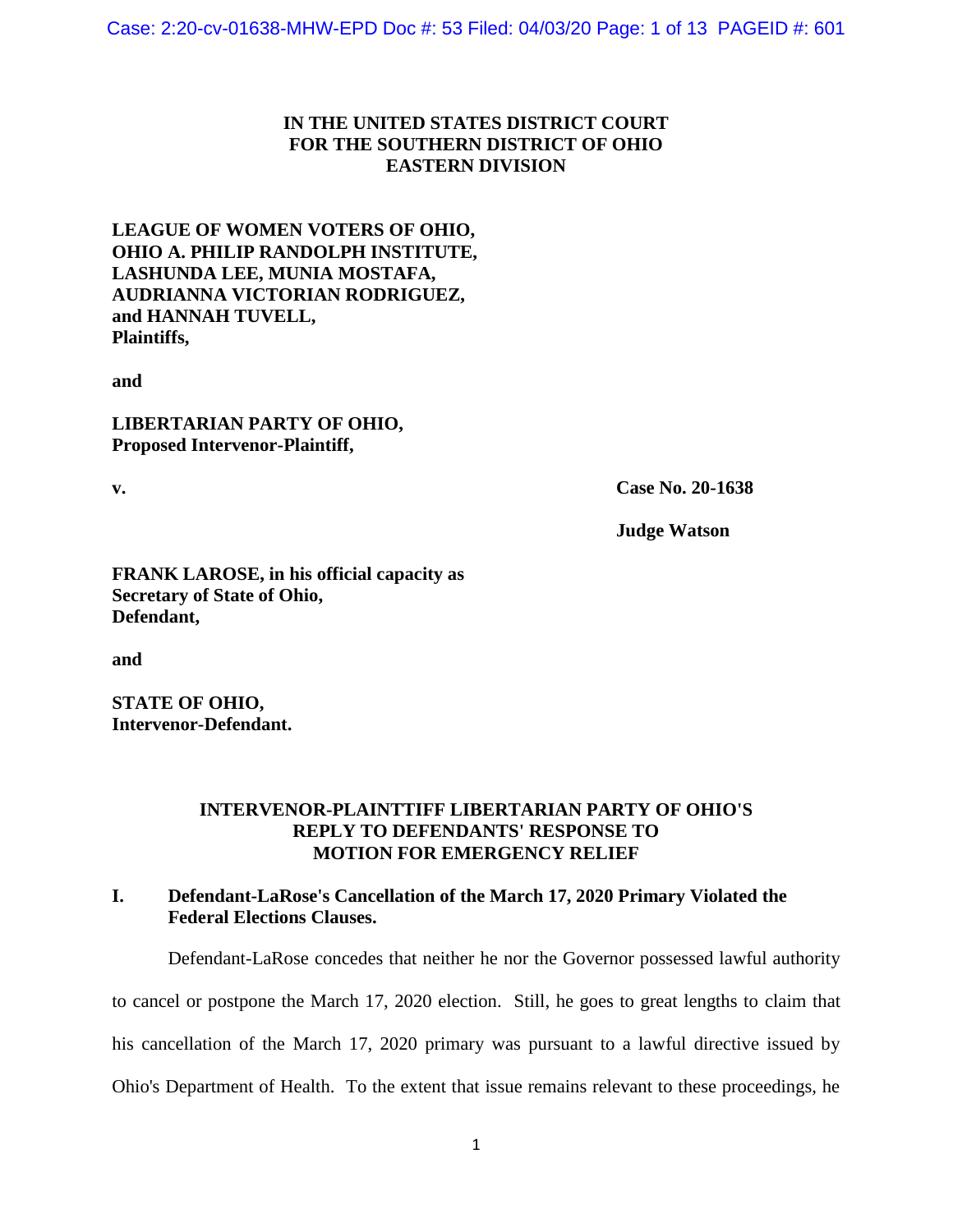**IN THE UNITED STATES DISTRICT COURT**
**FOR THE SOUTHERN DISTRICT OF OHIO**
**EASTERN DIVISION**

**LEAGUE OF WOMEN VOTERS OF OHIO,**
**OHIO A. PHILIP RANDOLPH INSTITUTE,**
**LASHUNDA LEE, MUNIA MOSTAFA,**
**AUDRIANNA VICTORIAN RODRIGUEZ,**
**and HANNAH TUVELL,**
**Plaintiffs,**

**and**

**LIBERTARIAN PARTY OF OHIO,**
**Proposed Intervenor-Plaintiff,**

**v.** **Case No. 20-1638**

**Judge Watson**

**FRANK LAROSE, in his official capacity as**
**Secretary of State of Ohio,**
**Defendant,**

**and**

**STATE OF OHIO,**
**Intervenor-Defendant.**

**INTERVENOR-PLAINTTIFF LIBERTARIAN PARTY OF OHIO'S REPLY TO DEFENDANTS' RESPONSE TO MOTION FOR EMERGENCY RELIEF**

## I. Defendant-LaRose's Cancellation of the March 17, 2020 Primary Violated the Federal Elections Clauses.

Defendant-LaRose concedes that neither he nor the Governor possessed lawful authority to cancel or postpone the March 17, 2020 election. Still, he goes to great lengths to claim that his cancellation of the March 17, 2020 primary was pursuant to a lawful directive issued by Ohio's Department of Health. To the extent that issue remains relevant to these proceedings, he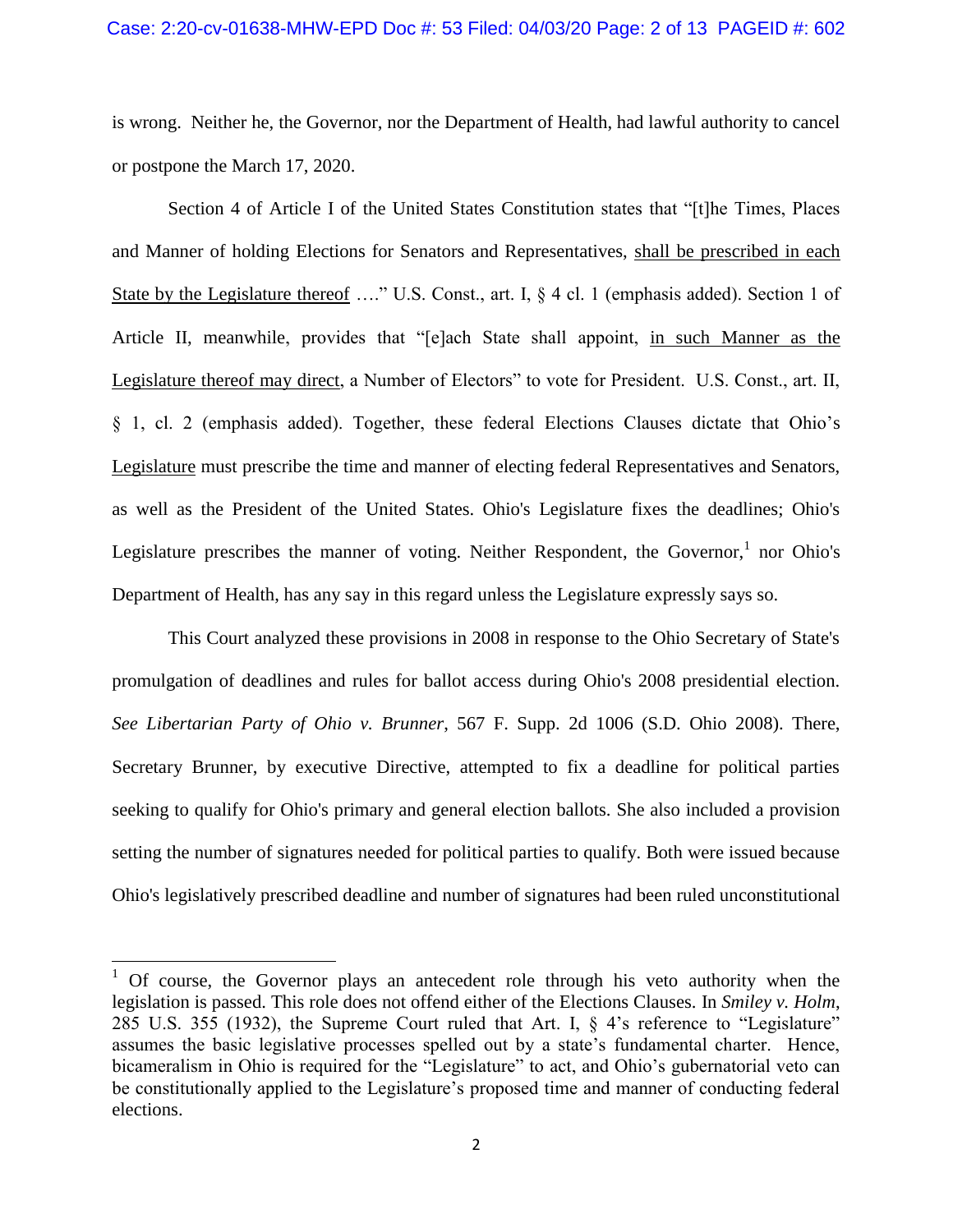is wrong. Neither he, the Governor, nor the Department of Health, had lawful authority to cancel or postpone the March 17, 2020.

Section 4 of Article I of the United States Constitution states that "[t]he Times, Places and Manner of holding Elections for Senators and Representatives, shall be prescribed in each State by the Legislature thereof …." U.S. Const., art. I, § 4 cl. 1 (emphasis added). Section 1 of Article II, meanwhile, provides that "[e]ach State shall appoint, in such Manner as the Legislature thereof may direct, a Number of Electors" to vote for President. U.S. Const., art. II, § 1, cl. 2 (emphasis added). Together, these federal Elections Clauses dictate that Ohio's Legislature must prescribe the time and manner of electing federal Representatives and Senators, as well as the President of the United States. Ohio's Legislature fixes the deadlines; Ohio's Legislature prescribes the manner of voting. Neither Respondent, the Governor,[1] nor Ohio's Department of Health, has any say in this regard unless the Legislature expressly says so.

This Court analyzed these provisions in 2008 in response to the Ohio Secretary of State's promulgation of deadlines and rules for ballot access during Ohio's 2008 presidential election. *See Libertarian Party of Ohio v. Brunner*, 567 F. Supp. 2d 1006 (S.D. Ohio 2008). There, Secretary Brunner, by executive Directive, attempted to fix a deadline for political parties seeking to qualify for Ohio's primary and general election ballots. She also included a provision setting the number of signatures needed for political parties to qualify. Both were issued because Ohio's legislatively prescribed deadline and number of signatures had been ruled unconstitutional

[1] Of course, the Governor plays an antecedent role through his veto authority when the legislation is passed. This role does not offend either of the Elections Clauses. In *Smiley v. Holm*, 285 U.S. 355 (1932), the Supreme Court ruled that Art. I, § 4's reference to "Legislature" assumes the basic legislative processes spelled out by a state's fundamental charter. Hence, bicameralism in Ohio is required for the "Legislature" to act, and Ohio's gubernatorial veto can be constitutionally applied to the Legislature's proposed time and manner of conducting federal elections.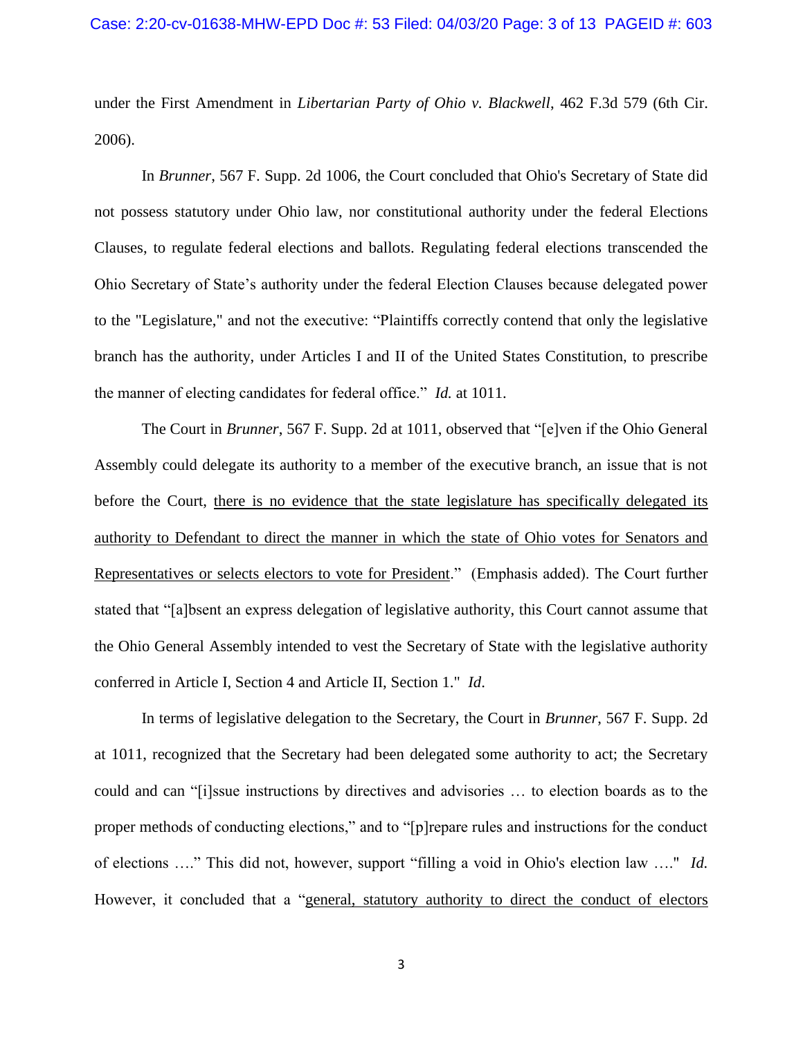under the First Amendment in *Libertarian Party of Ohio v. Blackwell*, 462 F.3d 579 (6th Cir. 2006).

In *Brunner*, 567 F. Supp. 2d 1006, the Court concluded that Ohio's Secretary of State did not possess statutory under Ohio law, nor constitutional authority under the federal Elections Clauses, to regulate federal elections and ballots. Regulating federal elections transcended the Ohio Secretary of State's authority under the federal Election Clauses because delegated power to the "Legislature," and not the executive: "Plaintiffs correctly contend that only the legislative branch has the authority, under Articles I and II of the United States Constitution, to prescribe the manner of electing candidates for federal office." *Id.* at 1011.

The Court in *Brunner*, 567 F. Supp. 2d at 1011, observed that "[e]ven if the Ohio General Assembly could delegate its authority to a member of the executive branch, an issue that is not before the Court, <u>there is no evidence that the state legislature has specifically delegated its authority to Defendant to direct the manner in which the state of Ohio votes for Senators and Representatives or selects electors to vote for President</u>." (Emphasis added). The Court further stated that "[a]bsent an express delegation of legislative authority, this Court cannot assume that the Ohio General Assembly intended to vest the Secretary of State with the legislative authority conferred in Article I, Section 4 and Article II, Section 1." *Id*.

In terms of legislative delegation to the Secretary, the Court in *Brunner*, 567 F. Supp. 2d at 1011, recognized that the Secretary had been delegated some authority to act; the Secretary could and can "[i]ssue instructions by directives and advisories … to election boards as to the proper methods of conducting elections," and to "[p]repare rules and instructions for the conduct of elections …." This did not, however, support "filling a void in Ohio's election law …." *Id.* However, it concluded that a "<u>general, statutory authority to direct the conduct of electors</u>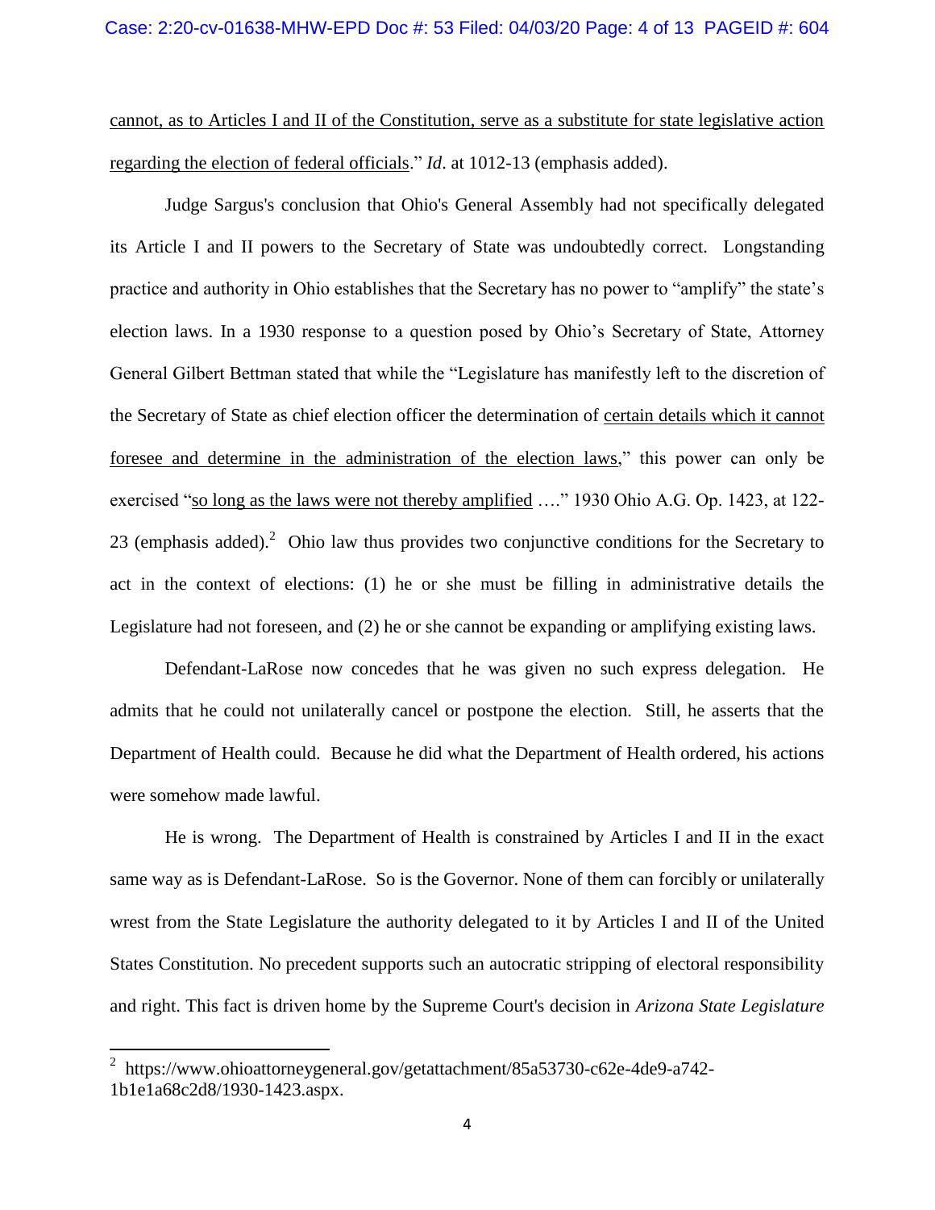cannot, as to Articles I and II of the Constitution, serve as a substitute for state legislative action regarding the election of federal officials." *Id*. at 1012-13 (emphasis added).

Judge Sargus's conclusion that Ohio's General Assembly had not specifically delegated its Article I and II powers to the Secretary of State was undoubtedly correct. Longstanding practice and authority in Ohio establishes that the Secretary has no power to "amplify" the state's election laws. In a 1930 response to a question posed by Ohio's Secretary of State, Attorney General Gilbert Bettman stated that while the "Legislature has manifestly left to the discretion of the Secretary of State as chief election officer the determination of certain details which it cannot foresee and determine in the administration of the election laws," this power can only be exercised "so long as the laws were not thereby amplified …." 1930 Ohio A.G. Op. 1423, at 122-23 (emphasis added).[2] Ohio law thus provides two conjunctive conditions for the Secretary to act in the context of elections: (1) he or she must be filling in administrative details the Legislature had not foreseen, and (2) he or she cannot be expanding or amplifying existing laws.

Defendant-LaRose now concedes that he was given no such express delegation. He admits that he could not unilaterally cancel or postpone the election. Still, he asserts that the Department of Health could. Because he did what the Department of Health ordered, his actions were somehow made lawful.

He is wrong. The Department of Health is constrained by Articles I and II in the exact same way as is Defendant-LaRose. So is the Governor. None of them can forcibly or unilaterally wrest from the State Legislature the authority delegated to it by Articles I and II of the United States Constitution. No precedent supports such an autocratic stripping of electoral responsibility and right. This fact is driven home by the Supreme Court's decision in *Arizona State Legislature*

---

[2] https://www.ohioattorneygeneral.gov/getattachment/85a53730-c62e-4de9-a742-1b1e1a68c2d8/1930-1423.aspx.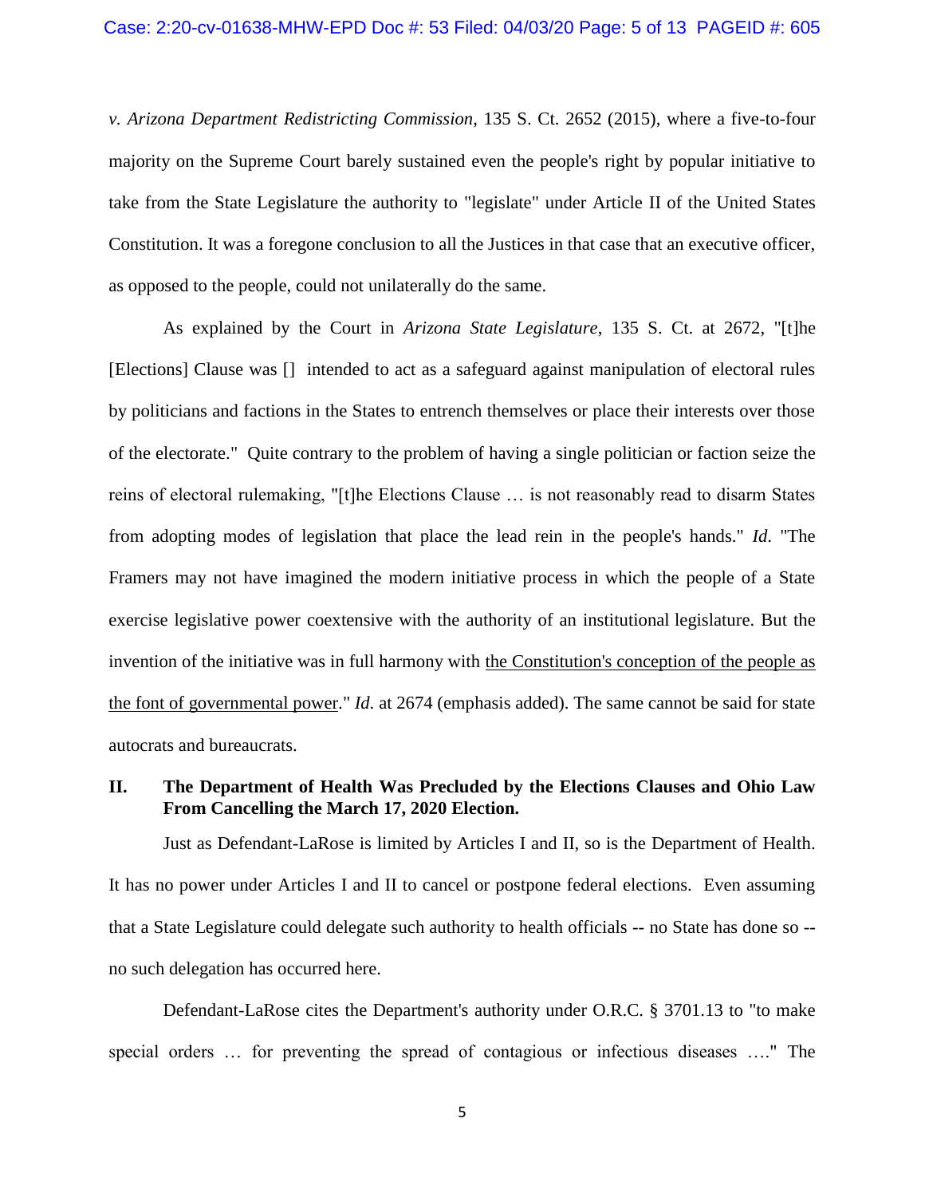*v. Arizona Department Redistricting Commission*, 135 S. Ct. 2652 (2015), where a five-to-four majority on the Supreme Court barely sustained even the people's right by popular initiative to take from the State Legislature the authority to "legislate" under Article II of the United States Constitution. It was a foregone conclusion to all the Justices in that case that an executive officer, as opposed to the people, could not unilaterally do the same.

As explained by the Court in *Arizona State Legislature*, 135 S. Ct. at 2672, "[t]he [Elections] Clause was [] intended to act as a safeguard against manipulation of electoral rules by politicians and factions in the States to entrench themselves or place their interests over those of the electorate." Quite contrary to the problem of having a single politician or faction seize the reins of electoral rulemaking, "[t]he Elections Clause … is not reasonably read to disarm States from adopting modes of legislation that place the lead rein in the people's hands." *Id.* "The Framers may not have imagined the modern initiative process in which the people of a State exercise legislative power coextensive with the authority of an institutional legislature. But the invention of the initiative was in full harmony with <u>the Constitution's conception of the people as the font of governmental power</u>." *Id.* at 2674 (emphasis added). The same cannot be said for state autocrats and bureaucrats.

## II. The Department of Health Was Precluded by the Elections Clauses and Ohio Law From Cancelling the March 17, 2020 Election.

Just as Defendant-LaRose is limited by Articles I and II, so is the Department of Health. It has no power under Articles I and II to cancel or postpone federal elections. Even assuming that a State Legislature could delegate such authority to health officials -- no State has done so -- no such delegation has occurred here.

Defendant-LaRose cites the Department's authority under O.R.C. § 3701.13 to "to make special orders … for preventing the spread of contagious or infectious diseases …." The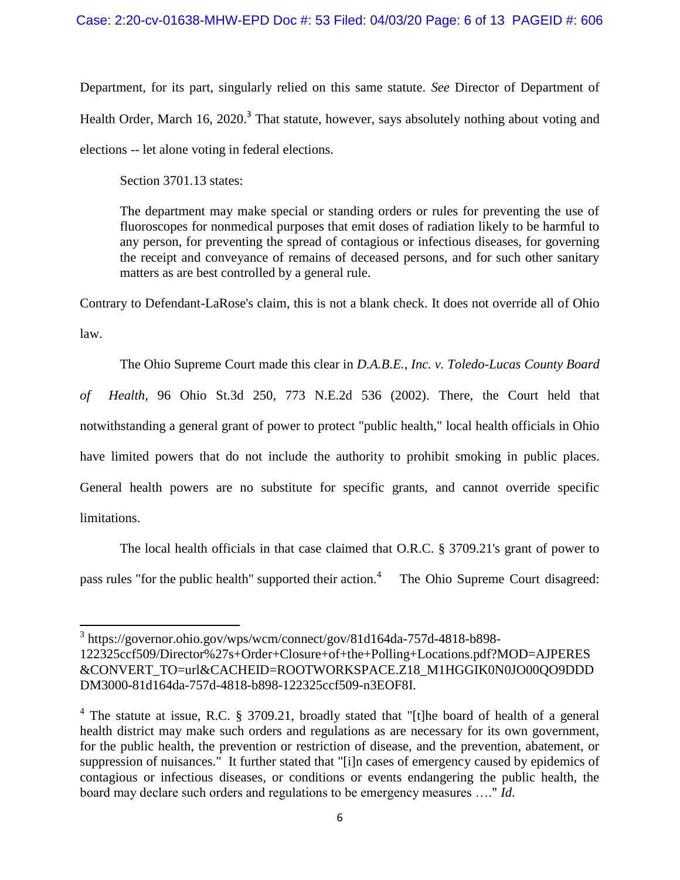Department, for its part, singularly relied on this same statute. *See* Director of Department of Health Order, March 16, 2020.[3] That statute, however, says absolutely nothing about voting and elections -- let alone voting in federal elections.

Section 3701.13 states:

> The department may make special or standing orders or rules for preventing the use of fluoroscopes for nonmedical purposes that emit doses of radiation likely to be harmful to any person, for preventing the spread of contagious or infectious diseases, for governing the receipt and conveyance of remains of deceased persons, and for such other sanitary matters as are best controlled by a general rule.

Contrary to Defendant-LaRose's claim, this is not a blank check. It does not override all of Ohio law.

The Ohio Supreme Court made this clear in *D.A.B.E., Inc. v. Toledo-Lucas County Board of Health*, 96 Ohio St.3d 250, 773 N.E.2d 536 (2002). There, the Court held that notwithstanding a general grant of power to protect "public health," local health officials in Ohio have limited powers that do not include the authority to prohibit smoking in public places. General health powers are no substitute for specific grants, and cannot override specific limitations.

The local health officials in that case claimed that O.R.C. § 3709.21's grant of power to pass rules "for the public health" supported their action.[4] The Ohio Supreme Court disagreed:

---

[3] https://governor.ohio.gov/wps/wcm/connect/gov/81d164da-757d-4818-b898-122325ccf509/Director%27s+Order+Closure+of+the+Polling+Locations.pdf?MOD=AJPERES&CONVERT_TO=url&CACHEID=ROOTWORKSPACE.Z18_M1HGGIK0N0JO00QO9DDDDM3000-81d164da-757d-4818-b898-122325ccf509-n3EOF8I.

[4] The statute at issue, R.C. § 3709.21, broadly stated that "[t]he board of health of a general health district may make such orders and regulations as are necessary for its own government, for the public health, the prevention or restriction of disease, and the prevention, abatement, or suppression of nuisances." It further stated that "[i]n cases of emergency caused by epidemics of contagious or infectious diseases, or conditions or events endangering the public health, the board may declare such orders and regulations to be emergency measures …." *Id*.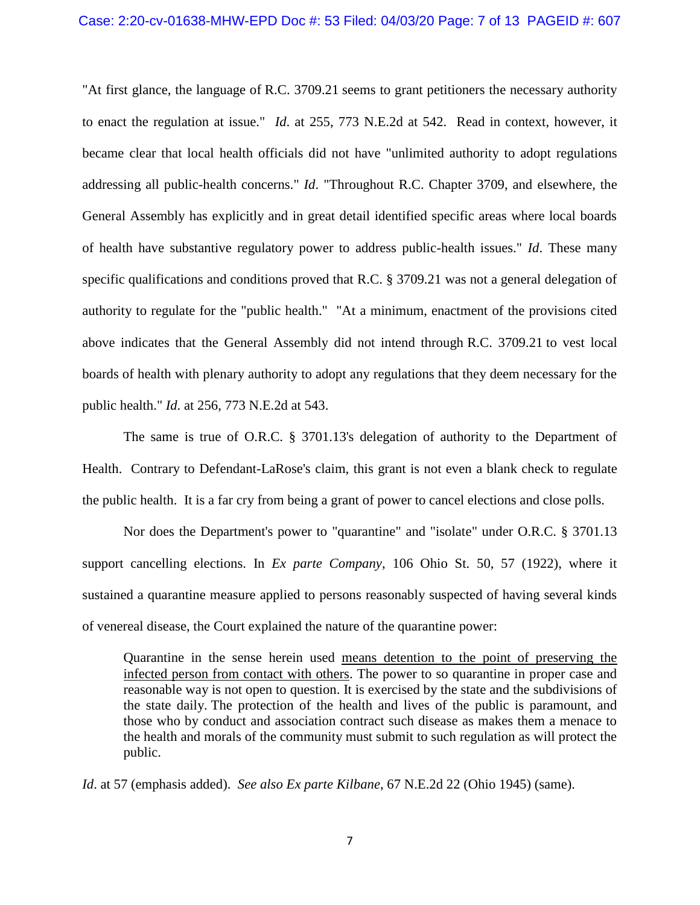"At first glance, the language of R.C. 3709.21 seems to grant petitioners the necessary authority to enact the regulation at issue." *Id*. at 255, 773 N.E.2d at 542. Read in context, however, it became clear that local health officials did not have "unlimited authority to adopt regulations addressing all public-health concerns." *Id*. "Throughout R.C. Chapter 3709, and elsewhere, the General Assembly has explicitly and in great detail identified specific areas where local boards of health have substantive regulatory power to address public-health issues." *Id*. These many specific qualifications and conditions proved that R.C. § 3709.21 was not a general delegation of authority to regulate for the "public health." "At a minimum, enactment of the provisions cited above indicates that the General Assembly did not intend through R.C. 3709.21 to vest local boards of health with plenary authority to adopt any regulations that they deem necessary for the public health." *Id*. at 256, 773 N.E.2d at 543.

The same is true of O.R.C. § 3701.13's delegation of authority to the Department of Health. Contrary to Defendant-LaRose's claim, this grant is not even a blank check to regulate the public health. It is a far cry from being a grant of power to cancel elections and close polls.

Nor does the Department's power to "quarantine" and "isolate" under O.R.C. § 3701.13 support cancelling elections. In *Ex parte Company*, 106 Ohio St. 50, 57 (1922), where it sustained a quarantine measure applied to persons reasonably suspected of having several kinds of venereal disease, the Court explained the nature of the quarantine power:

> Quarantine in the sense herein used <u>means detention to the point of preserving the infected person from contact with others</u>. The power to so quarantine in proper case and reasonable way is not open to question. It is exercised by the state and the subdivisions of the state daily. The protection of the health and lives of the public is paramount, and those who by conduct and association contract such disease as makes them a menace to the health and morals of the community must submit to such regulation as will protect the public.

*Id*. at 57 (emphasis added). *See also Ex parte Kilbane*, 67 N.E.2d 22 (Ohio 1945) (same).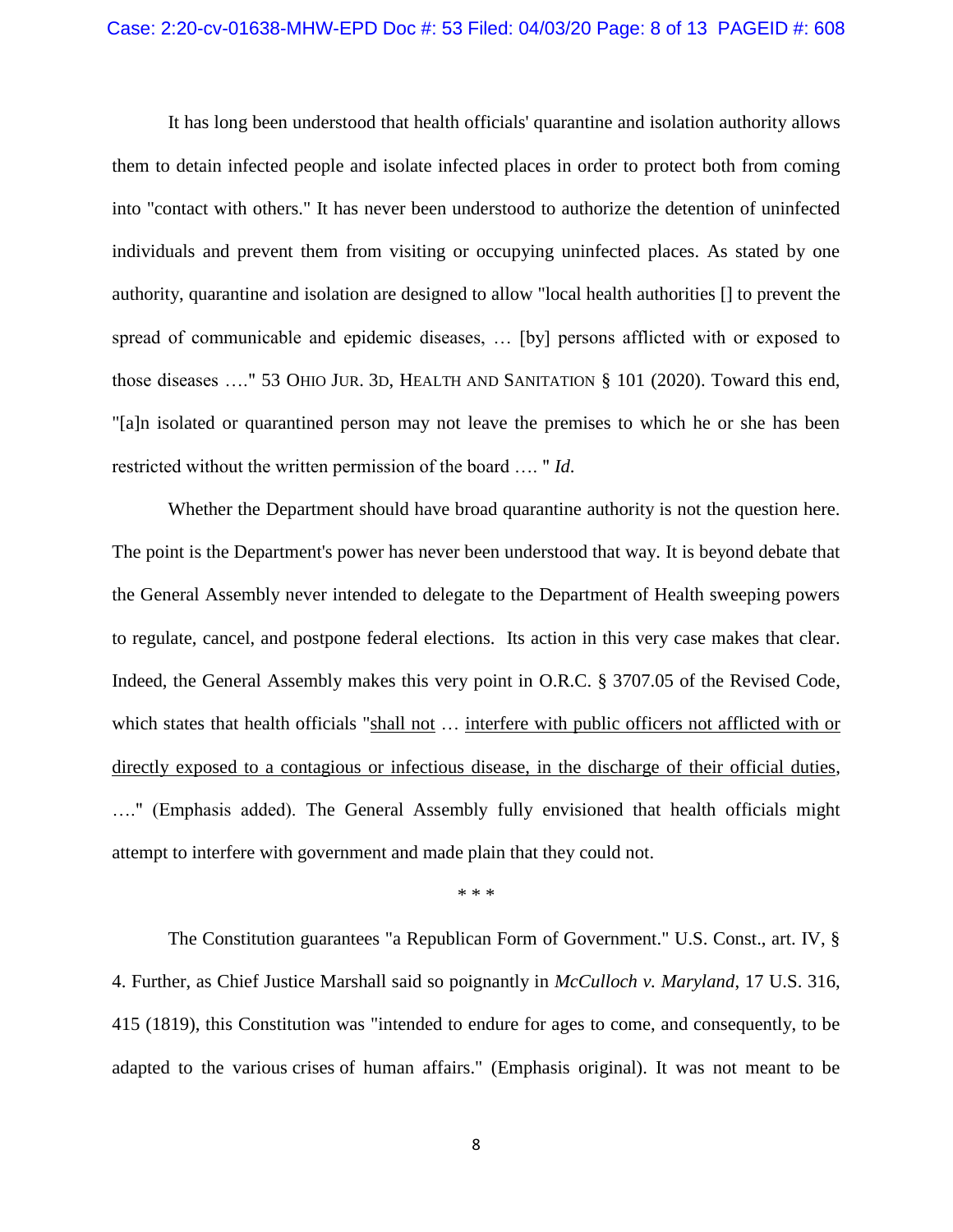It has long been understood that health officials' quarantine and isolation authority allows them to detain infected people and isolate infected places in order to protect both from coming into "contact with others." It has never been understood to authorize the detention of uninfected individuals and prevent them from visiting or occupying uninfected places. As stated by one authority, quarantine and isolation are designed to allow "local health authorities [] to prevent the spread of communicable and epidemic diseases, … [by] persons afflicted with or exposed to those diseases …." 53 OHIO JUR. 3D, HEALTH AND SANITATION § 101 (2020). Toward this end, "[a]n isolated or quarantined person may not leave the premises to which he or she has been restricted without the written permission of the board …. " *Id*.

Whether the Department should have broad quarantine authority is not the question here. The point is the Department's power has never been understood that way. It is beyond debate that the General Assembly never intended to delegate to the Department of Health sweeping powers to regulate, cancel, and postpone federal elections. Its action in this very case makes that clear. Indeed, the General Assembly makes this very point in O.R.C. § 3707.05 of the Revised Code, which states that health officials "<u>shall not</u> … <u>interfere with public officers not afflicted with or directly exposed to a contagious or infectious disease, in the discharge of their official duties</u>, …." (Emphasis added). The General Assembly fully envisioned that health officials might attempt to interfere with government and made plain that they could not.

\* \* \*

The Constitution guarantees "a Republican Form of Government." U.S. Const., art. IV, § 4. Further, as Chief Justice Marshall said so poignantly in *McCulloch v. Maryland*, 17 U.S. 316, 415 (1819), this Constitution was "intended to endure for ages to come, and consequently, to be adapted to the various crises of human affairs." (Emphasis original). It was not meant to be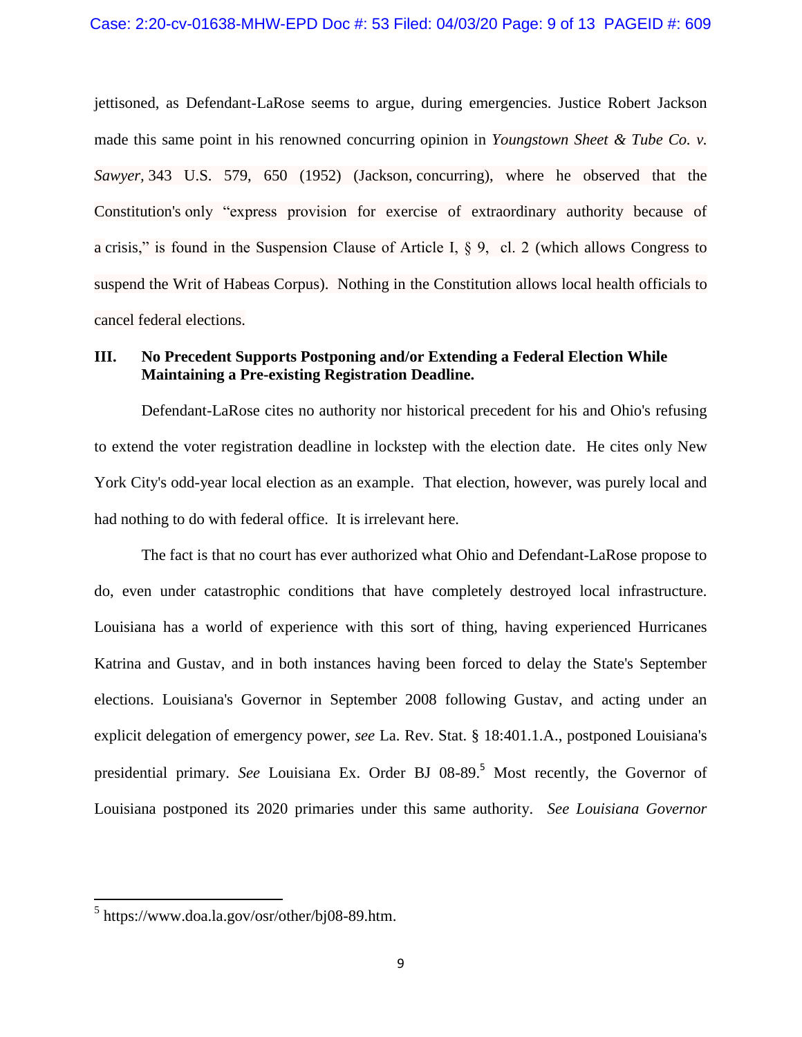jettisoned, as Defendant-LaRose seems to argue, during emergencies. Justice Robert Jackson made this same point in his renowned concurring opinion in *Youngstown Sheet & Tube Co. v. Sawyer*, 343 U.S. 579, 650 (1952) (Jackson, concurring), where he observed that the Constitution's only "express provision for exercise of extraordinary authority because of a crisis," is found in the Suspension Clause of Article I, § 9, cl. 2 (which allows Congress to suspend the Writ of Habeas Corpus). Nothing in the Constitution allows local health officials to cancel federal elections.

### III. No Precedent Supports Postponing and/or Extending a Federal Election While Maintaining a Pre-existing Registration Deadline.

Defendant-LaRose cites no authority nor historical precedent for his and Ohio's refusing to extend the voter registration deadline in lockstep with the election date. He cites only New York City's odd-year local election as an example. That election, however, was purely local and had nothing to do with federal office. It is irrelevant here.

The fact is that no court has ever authorized what Ohio and Defendant-LaRose propose to do, even under catastrophic conditions that have completely destroyed local infrastructure. Louisiana has a world of experience with this sort of thing, having experienced Hurricanes Katrina and Gustav, and in both instances having been forced to delay the State's September elections. Louisiana's Governor in September 2008 following Gustav, and acting under an explicit delegation of emergency power, *see* La. Rev. Stat. § 18:401.1.A., postponed Louisiana's presidential primary. *See* Louisiana Ex. Order BJ 08-89.[5] Most recently, the Governor of Louisiana postponed its 2020 primaries under this same authority. *See Louisiana Governor*

---

[5] https://www.doa.la.gov/osr/other/bj08-89.htm.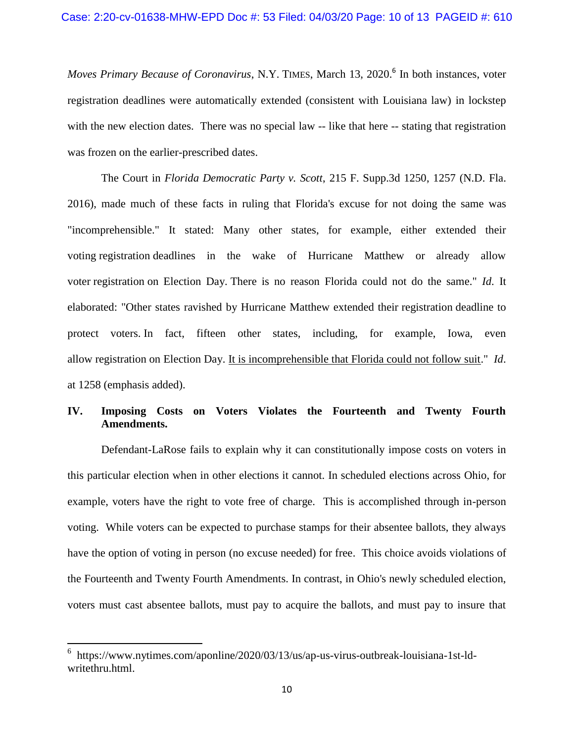*Moves Primary Because of Coronavirus*, N.Y. TIMES, March 13, 2020.[6] In both instances, voter registration deadlines were automatically extended (consistent with Louisiana law) in lockstep with the new election dates. There was no special law -- like that here -- stating that registration was frozen on the earlier-prescribed dates.

The Court in *Florida Democratic Party v. Scott*, 215 F. Supp.3d 1250, 1257 (N.D. Fla. 2016), made much of these facts in ruling that Florida's excuse for not doing the same was "incomprehensible." It stated: Many other states, for example, either extended their voting registration deadlines in the wake of Hurricane Matthew or already allow voter registration on Election Day. There is no reason Florida could not do the same." *Id*. It elaborated: "Other states ravished by Hurricane Matthew extended their registration deadline to protect voters. In fact, fifteen other states, including, for example, Iowa, even allow registration on Election Day. <u>It is incomprehensible that Florida could not follow suit</u>." *Id*. at 1258 (emphasis added).

## IV. Imposing Costs on Voters Violates the Fourteenth and Twenty Fourth Amendments.

Defendant-LaRose fails to explain why it can constitutionally impose costs on voters in this particular election when in other elections it cannot. In scheduled elections across Ohio, for example, voters have the right to vote free of charge. This is accomplished through in-person voting. While voters can be expected to purchase stamps for their absentee ballots, they always have the option of voting in person (no excuse needed) for free. This choice avoids violations of the Fourteenth and Twenty Fourth Amendments. In contrast, in Ohio's newly scheduled election, voters must cast absentee ballots, must pay to acquire the ballots, and must pay to insure that

---

[6] https://www.nytimes.com/aponline/2020/03/13/us/ap-us-virus-outbreak-louisiana-1st-ld-writethru.html.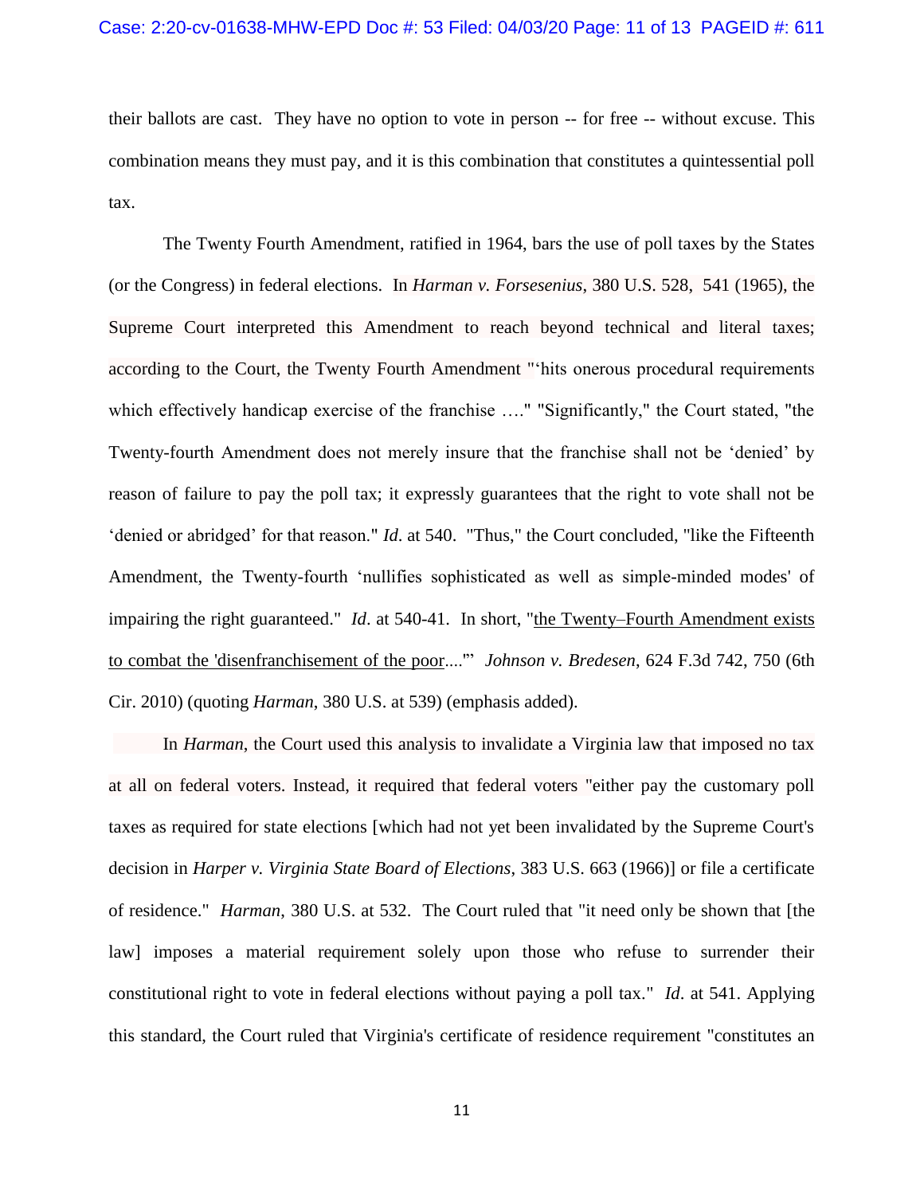their ballots are cast. They have no option to vote in person -- for free -- without excuse. This combination means they must pay, and it is this combination that constitutes a quintessential poll tax.

The Twenty Fourth Amendment, ratified in 1964, bars the use of poll taxes by the States (or the Congress) in federal elections. In *Harman v. Forsesenius*, 380 U.S. 528, 541 (1965), the Supreme Court interpreted this Amendment to reach beyond technical and literal taxes; according to the Court, the Twenty Fourth Amendment "'hits onerous procedural requirements which effectively handicap exercise of the franchise …." "Significantly," the Court stated, "the Twenty-fourth Amendment does not merely insure that the franchise shall not be 'denied' by reason of failure to pay the poll tax; it expressly guarantees that the right to vote shall not be 'denied or abridged' for that reason." *Id*. at 540. "Thus," the Court concluded, "like the Fifteenth Amendment, the Twenty-fourth 'nullifies sophisticated as well as simple-minded modes' of impairing the right guaranteed." *Id*. at 540-41. In short, "<u>the Twenty–Fourth Amendment exists to combat the 'disenfranchisement of the poor</u>....'" *Johnson v. Bredesen*, 624 F.3d 742, 750 (6th Cir. 2010) (quoting *Harman*, 380 U.S. at 539) (emphasis added).

In *Harman*, the Court used this analysis to invalidate a Virginia law that imposed no tax at all on federal voters. Instead, it required that federal voters "either pay the customary poll taxes as required for state elections [which had not yet been invalidated by the Supreme Court's decision in *Harper v. Virginia State Board of Elections*, 383 U.S. 663 (1966)] or file a certificate of residence." *Harman*, 380 U.S. at 532. The Court ruled that "it need only be shown that [the law] imposes a material requirement solely upon those who refuse to surrender their constitutional right to vote in federal elections without paying a poll tax." *Id*. at 541. Applying this standard, the Court ruled that Virginia's certificate of residence requirement "constitutes an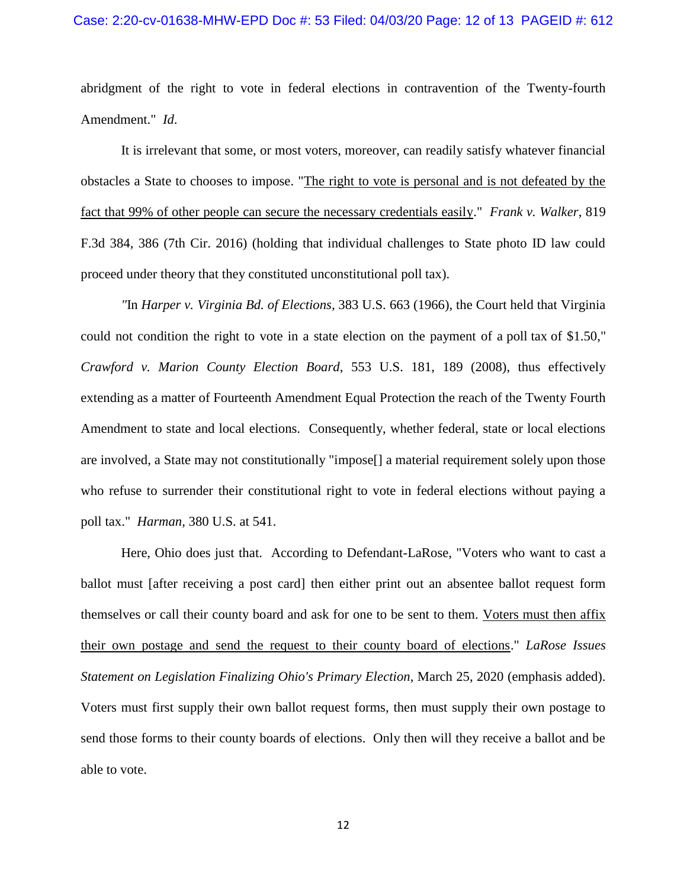abridgment of the right to vote in federal elections in contravention of the Twenty-fourth Amendment." *Id*.

It is irrelevant that some, or most voters, moreover, can readily satisfy whatever financial obstacles a State to chooses to impose. "<u>The right to vote is personal and is not defeated by the fact that 99% of other people can secure the necessary credentials easily</u>." *Frank v. Walker*, 819 F.3d 384, 386 (7th Cir. 2016) (holding that individual challenges to State photo ID law could proceed under theory that they constituted unconstitutional poll tax).

"In *Harper v. Virginia Bd. of Elections*, 383 U.S. 663 (1966), the Court held that Virginia could not condition the right to vote in a state election on the payment of a poll tax of $1.50," *Crawford v. Marion County Election Board*, 553 U.S. 181, 189 (2008), thus effectively extending as a matter of Fourteenth Amendment Equal Protection the reach of the Twenty Fourth Amendment to state and local elections. Consequently, whether federal, state or local elections are involved, a State may not constitutionally "impose[] a material requirement solely upon those who refuse to surrender their constitutional right to vote in federal elections without paying a poll tax." *Harman*, 380 U.S. at 541.

Here, Ohio does just that. According to Defendant-LaRose, "Voters who want to cast a ballot must [after receiving a post card] then either print out an absentee ballot request form themselves or call their county board and ask for one to be sent to them. <u>Voters must then affix their own postage and send the request to their county board of elections</u>." *LaRose Issues Statement on Legislation Finalizing Ohio's Primary Election*, March 25, 2020 (emphasis added). Voters must first supply their own ballot request forms, then must supply their own postage to send those forms to their county boards of elections. Only then will they receive a ballot and be able to vote.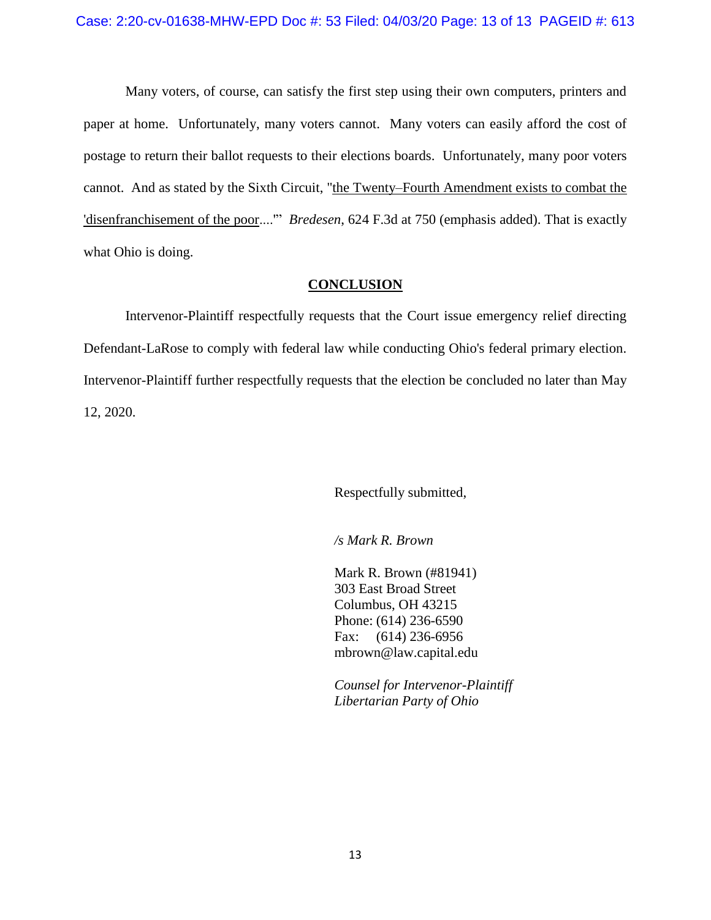Many voters, of course, can satisfy the first step using their own computers, printers and paper at home. Unfortunately, many voters cannot. Many voters can easily afford the cost of postage to return their ballot requests to their elections boards. Unfortunately, many poor voters cannot. And as stated by the Sixth Circuit, "<u>the Twenty–Fourth Amendment exists to combat the 'disenfranchisement of the poor</u>....'" *Bredesen*, 624 F.3d at 750 (emphasis added). That is exactly what Ohio is doing.

## CONCLUSION

Intervenor-Plaintiff respectfully requests that the Court issue emergency relief directing Defendant-LaRose to comply with federal law while conducting Ohio's federal primary election. Intervenor-Plaintiff further respectfully requests that the election be concluded no later than May 12, 2020.

Respectfully submitted,

*/s Mark R. Brown*

Mark R. Brown (#81941)
303 East Broad Street
Columbus, OH 43215
Phone: (614) 236-6590
Fax: (614) 236-6956
mbrown@law.capital.edu

*Counsel for Intervenor-Plaintiff Libertarian Party of Ohio*